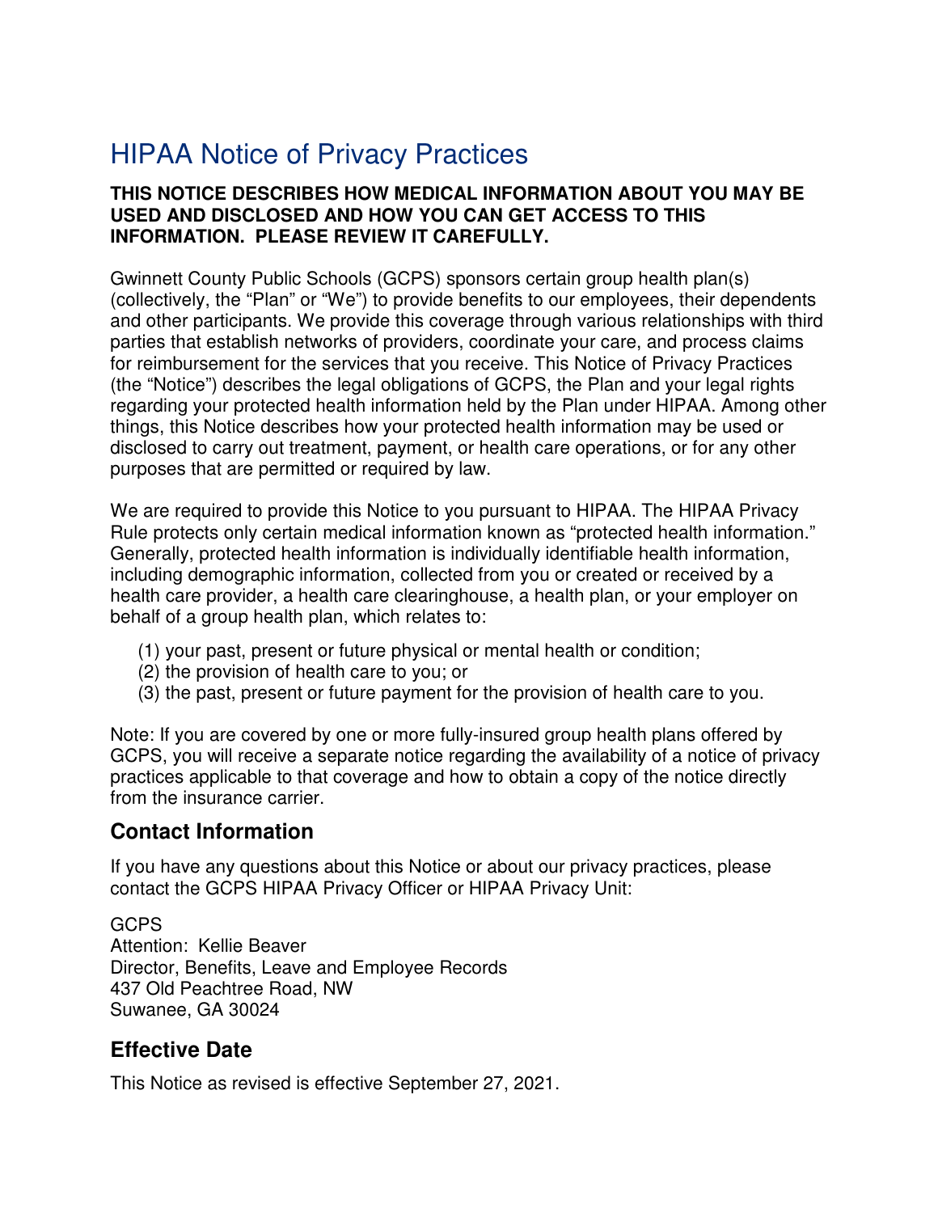# HIPAA Notice of Privacy Practices

**THIS NOTICE DESCRIBES HOW MEDICAL INFORMATION ABOUT YOU MAY BE USED AND DISCLOSED AND HOW YOU CAN GET ACCESS TO THIS INFORMATION. PLEASE REVIEW IT CAREFULLY.**

Gwinnett County Public Schools (GCPS) sponsors certain group health plan(s) (collectively, the "Plan" or "We") to provide benefits to our employees, their dependents and other participants. We provide this coverage through various relationships with third parties that establish networks of providers, coordinate your care, and process claims for reimbursement for the services that you receive. This Notice of Privacy Practices (the "Notice") describes the legal obligations of GCPS, the Plan and your legal rights regarding your protected health information held by the Plan under HIPAA. Among other things, this Notice describes how your protected health information may be used or disclosed to carry out treatment, payment, or health care operations, or for any other purposes that are permitted or required by law.

We are required to provide this Notice to you pursuant to HIPAA. The HIPAA Privacy Rule protects only certain medical information known as "protected health information." Generally, protected health information is individually identifiable health information, including demographic information, collected from you or created or received by a health care provider, a health care clearinghouse, a health plan, or your employer on behalf of a group health plan, which relates to:

(1) your past, present or future physical or mental health or condition;
(2) the provision of health care to you; or
(3) the past, present or future payment for the provision of health care to you.

Note: If you are covered by one or more fully-insured group health plans offered by GCPS, you will receive a separate notice regarding the availability of a notice of privacy practices applicable to that coverage and how to obtain a copy of the notice directly from the insurance carrier.

## Contact Information

If you have any questions about this Notice or about our privacy practices, please contact the GCPS HIPAA Privacy Officer or HIPAA Privacy Unit:

GCPS
Attention: Kellie Beaver
Director, Benefits, Leave and Employee Records
437 Old Peachtree Road, NW
Suwanee, GA 30024

## Effective Date

This Notice as revised is effective September 27, 2021.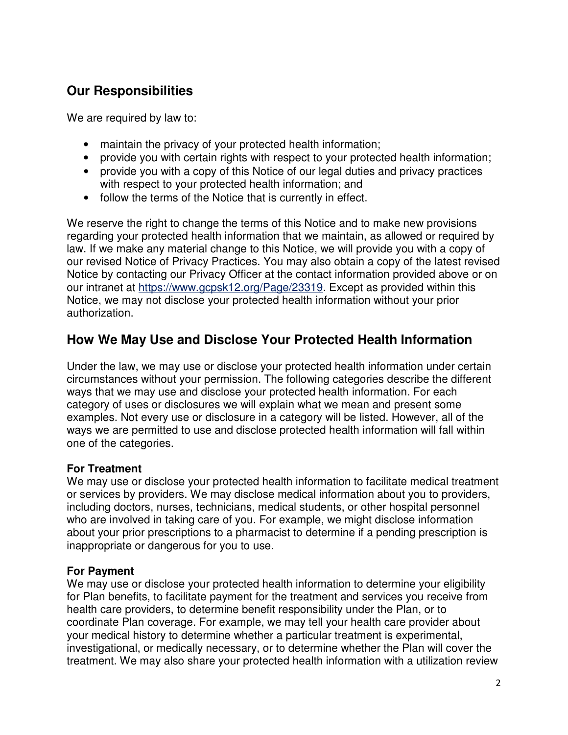## Our Responsibilities

We are required by law to:

- maintain the privacy of your protected health information;
- provide you with certain rights with respect to your protected health information;
- provide you with a copy of this Notice of our legal duties and privacy practices with respect to your protected health information; and
- follow the terms of the Notice that is currently in effect.

We reserve the right to change the terms of this Notice and to make new provisions regarding your protected health information that we maintain, as allowed or required by law. If we make any material change to this Notice, we will provide you with a copy of our revised Notice of Privacy Practices. You may also obtain a copy of the latest revised Notice by contacting our Privacy Officer at the contact information provided above or on our intranet at [https://www.gcpsk12.org/Page/23319](https://www.gcpsk12.org/Page/23319). Except as provided within this Notice, we may not disclose your protected health information without your prior authorization.

## How We May Use and Disclose Your Protected Health Information

Under the law, we may use or disclose your protected health information under certain circumstances without your permission. The following categories describe the different ways that we may use and disclose your protected health information. For each category of uses or disclosures we will explain what we mean and present some examples. Not every use or disclosure in a category will be listed. However, all of the ways we are permitted to use and disclose protected health information will fall within one of the categories.

**For Treatment**
We may use or disclose your protected health information to facilitate medical treatment or services by providers. We may disclose medical information about you to providers, including doctors, nurses, technicians, medical students, or other hospital personnel who are involved in taking care of you. For example, we might disclose information about your prior prescriptions to a pharmacist to determine if a pending prescription is inappropriate or dangerous for you to use.

**For Payment**
We may use or disclose your protected health information to determine your eligibility for Plan benefits, to facilitate payment for the treatment and services you receive from health care providers, to determine benefit responsibility under the Plan, or to coordinate Plan coverage. For example, we may tell your health care provider about your medical history to determine whether a particular treatment is experimental, investigational, or medically necessary, or to determine whether the Plan will cover the treatment. We may also share your protected health information with a utilization review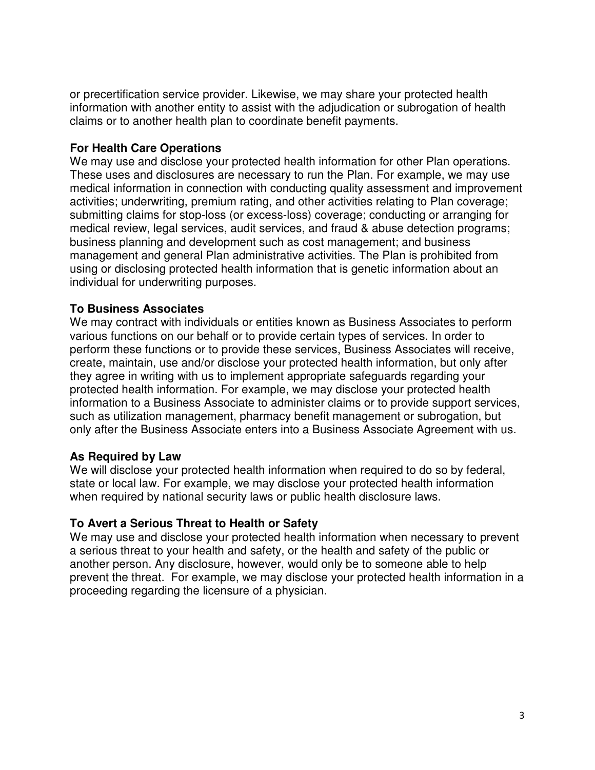or precertification service provider. Likewise, we may share your protected health information with another entity to assist with the adjudication or subrogation of health claims or to another health plan to coordinate benefit payments.

**For Health Care Operations**

We may use and disclose your protected health information for other Plan operations. These uses and disclosures are necessary to run the Plan. For example, we may use medical information in connection with conducting quality assessment and improvement activities; underwriting, premium rating, and other activities relating to Plan coverage; submitting claims for stop-loss (or excess-loss) coverage; conducting or arranging for medical review, legal services, audit services, and fraud & abuse detection programs; business planning and development such as cost management; and business management and general Plan administrative activities. The Plan is prohibited from using or disclosing protected health information that is genetic information about an individual for underwriting purposes.

**To Business Associates**

We may contract with individuals or entities known as Business Associates to perform various functions on our behalf or to provide certain types of services. In order to perform these functions or to provide these services, Business Associates will receive, create, maintain, use and/or disclose your protected health information, but only after they agree in writing with us to implement appropriate safeguards regarding your protected health information. For example, we may disclose your protected health information to a Business Associate to administer claims or to provide support services, such as utilization management, pharmacy benefit management or subrogation, but only after the Business Associate enters into a Business Associate Agreement with us.

**As Required by Law**

We will disclose your protected health information when required to do so by federal, state or local law. For example, we may disclose your protected health information when required by national security laws or public health disclosure laws.

**To Avert a Serious Threat to Health or Safety**

We may use and disclose your protected health information when necessary to prevent a serious threat to your health and safety, or the health and safety of the public or another person. Any disclosure, however, would only be to someone able to help prevent the threat. For example, we may disclose your protected health information in a proceeding regarding the licensure of a physician.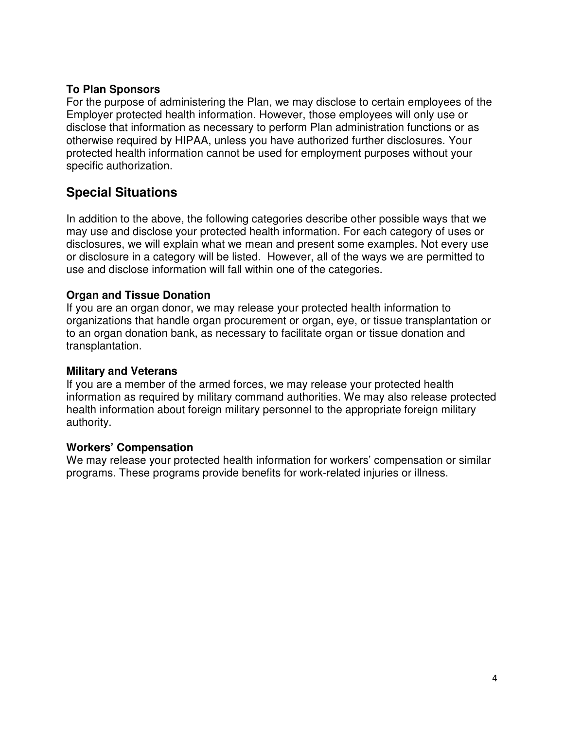### To Plan Sponsors

For the purpose of administering the Plan, we may disclose to certain employees of the Employer protected health information. However, those employees will only use or disclose that information as necessary to perform Plan administration functions or as otherwise required by HIPAA, unless you have authorized further disclosures. Your protected health information cannot be used for employment purposes without your specific authorization.

## Special Situations

In addition to the above, the following categories describe other possible ways that we may use and disclose your protected health information. For each category of uses or disclosures, we will explain what we mean and present some examples. Not every use or disclosure in a category will be listed. However, all of the ways we are permitted to use and disclose information will fall within one of the categories.

### Organ and Tissue Donation

If you are an organ donor, we may release your protected health information to organizations that handle organ procurement or organ, eye, or tissue transplantation or to an organ donation bank, as necessary to facilitate organ or tissue donation and transplantation.

### Military and Veterans

If you are a member of the armed forces, we may release your protected health information as required by military command authorities. We may also release protected health information about foreign military personnel to the appropriate foreign military authority.

### Workers' Compensation

We may release your protected health information for workers' compensation or similar programs. These programs provide benefits for work-related injuries or illness.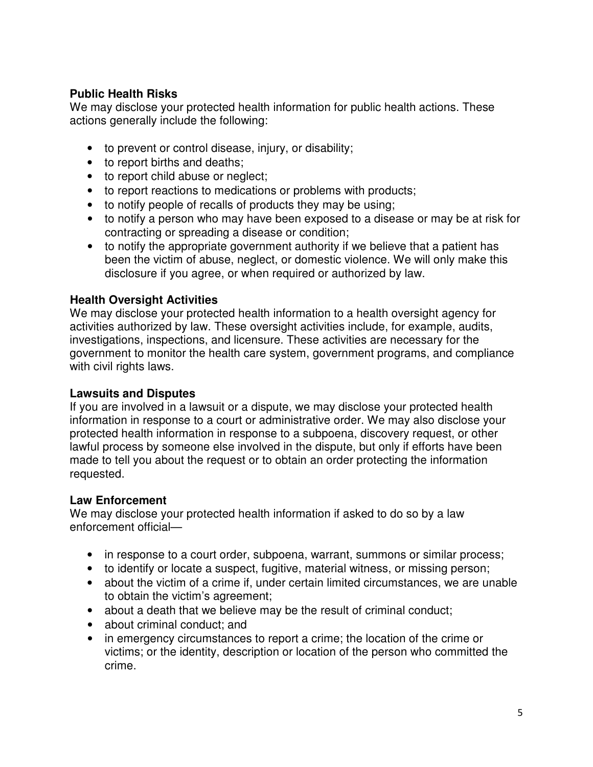### Public Health Risks

We may disclose your protected health information for public health actions. These actions generally include the following:

- to prevent or control disease, injury, or disability;
- to report births and deaths;
- to report child abuse or neglect;
- to report reactions to medications or problems with products;
- to notify people of recalls of products they may be using;
- to notify a person who may have been exposed to a disease or may be at risk for contracting or spreading a disease or condition;
- to notify the appropriate government authority if we believe that a patient has been the victim of abuse, neglect, or domestic violence. We will only make this disclosure if you agree, or when required or authorized by law.

### Health Oversight Activities

We may disclose your protected health information to a health oversight agency for activities authorized by law. These oversight activities include, for example, audits, investigations, inspections, and licensure. These activities are necessary for the government to monitor the health care system, government programs, and compliance with civil rights laws.

### Lawsuits and Disputes

If you are involved in a lawsuit or a dispute, we may disclose your protected health information in response to a court or administrative order. We may also disclose your protected health information in response to a subpoena, discovery request, or other lawful process by someone else involved in the dispute, but only if efforts have been made to tell you about the request or to obtain an order protecting the information requested.

### Law Enforcement

We may disclose your protected health information if asked to do so by a law enforcement official—

- in response to a court order, subpoena, warrant, summons or similar process;
- to identify or locate a suspect, fugitive, material witness, or missing person;
- about the victim of a crime if, under certain limited circumstances, we are unable to obtain the victim's agreement;
- about a death that we believe may be the result of criminal conduct;
- about criminal conduct; and
- in emergency circumstances to report a crime; the location of the crime or victims; or the identity, description or location of the person who committed the crime.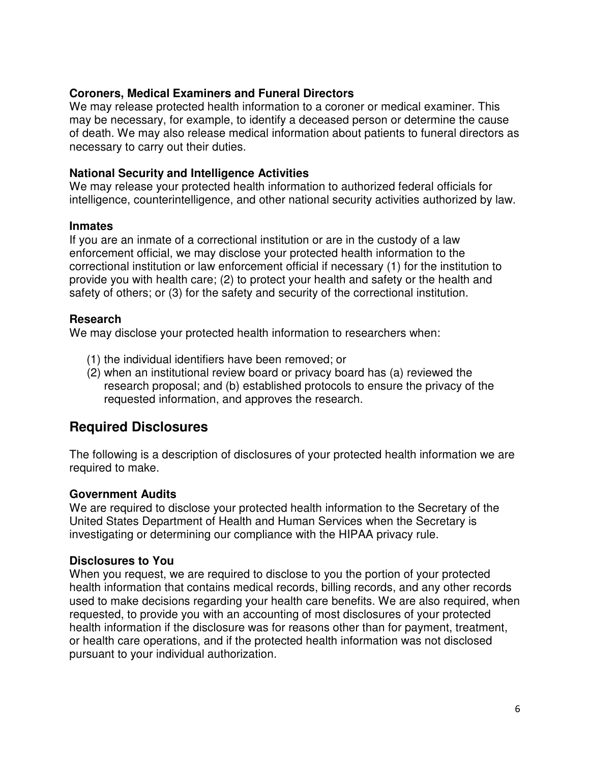**Coroners, Medical Examiners and Funeral Directors**
We may release protected health information to a coroner or medical examiner. This may be necessary, for example, to identify a deceased person or determine the cause of death. We may also release medical information about patients to funeral directors as necessary to carry out their duties.

**National Security and Intelligence Activities**
We may release your protected health information to authorized federal officials for intelligence, counterintelligence, and other national security activities authorized by law.

**Inmates**
If you are an inmate of a correctional institution or are in the custody of a law enforcement official, we may disclose your protected health information to the correctional institution or law enforcement official if necessary (1) for the institution to provide you with health care; (2) to protect your health and safety or the health and safety of others; or (3) for the safety and security of the correctional institution.

**Research**
We may disclose your protected health information to researchers when:

(1) the individual identifiers have been removed; or
(2) when an institutional review board or privacy board has (a) reviewed the research proposal; and (b) established protocols to ensure the privacy of the requested information, and approves the research.

## Required Disclosures

The following is a description of disclosures of your protected health information we are required to make.

**Government Audits**
We are required to disclose your protected health information to the Secretary of the United States Department of Health and Human Services when the Secretary is investigating or determining our compliance with the HIPAA privacy rule.

**Disclosures to You**
When you request, we are required to disclose to you the portion of your protected health information that contains medical records, billing records, and any other records used to make decisions regarding your health care benefits. We are also required, when requested, to provide you with an accounting of most disclosures of your protected health information if the disclosure was for reasons other than for payment, treatment, or health care operations, and if the protected health information was not disclosed pursuant to your individual authorization.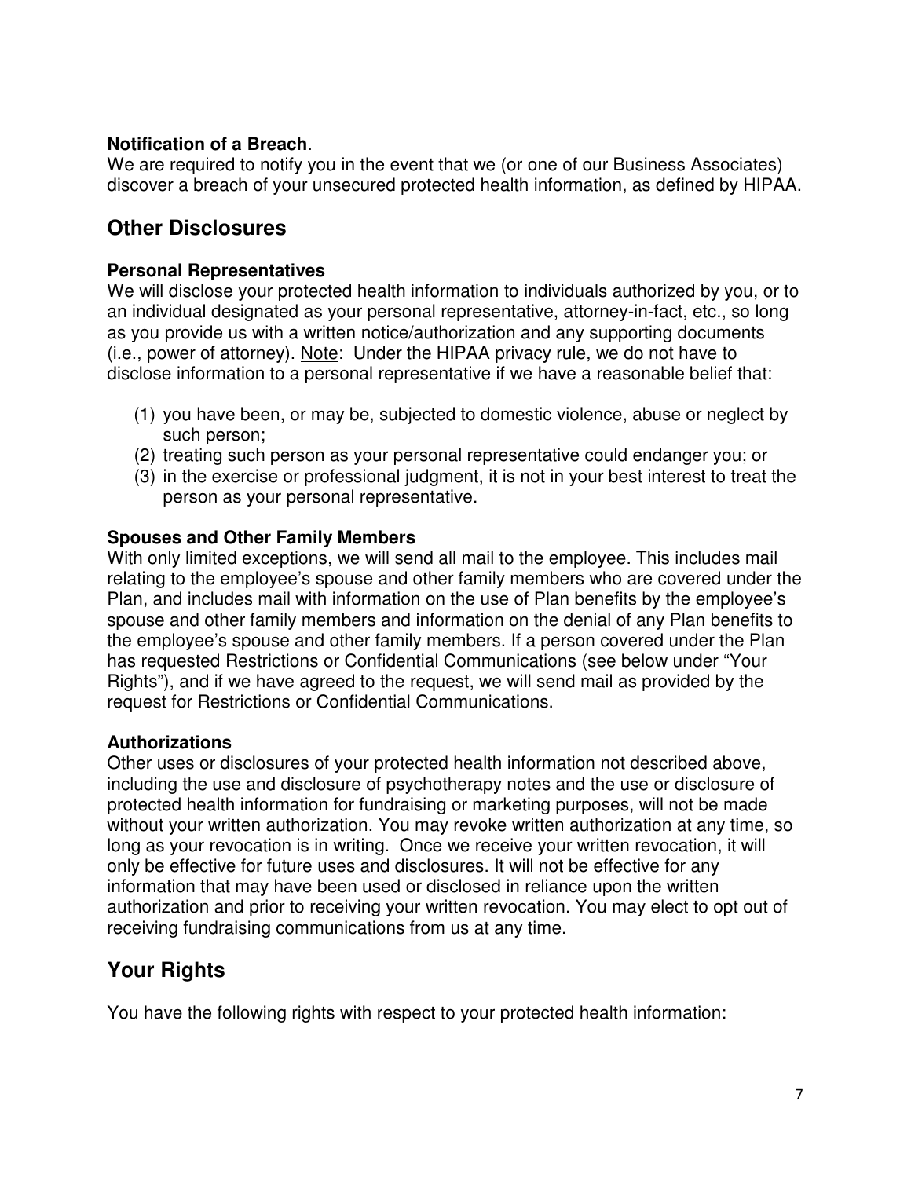**Notification of a Breach**.

We are required to notify you in the event that we (or one of our Business Associates) discover a breach of your unsecured protected health information, as defined by HIPAA.

## Other Disclosures

**Personal Representatives**

We will disclose your protected health information to individuals authorized by you, or to an individual designated as your personal representative, attorney-in-fact, etc., so long as you provide us with a written notice/authorization and any supporting documents (i.e., power of attorney). Note: Under the HIPAA privacy rule, we do not have to disclose information to a personal representative if we have a reasonable belief that:

(1) you have been, or may be, subjected to domestic violence, abuse or neglect by such person;
(2) treating such person as your personal representative could endanger you; or
(3) in the exercise or professional judgment, it is not in your best interest to treat the person as your personal representative.

**Spouses and Other Family Members**

With only limited exceptions, we will send all mail to the employee. This includes mail relating to the employee's spouse and other family members who are covered under the Plan, and includes mail with information on the use of Plan benefits by the employee's spouse and other family members and information on the denial of any Plan benefits to the employee's spouse and other family members. If a person covered under the Plan has requested Restrictions or Confidential Communications (see below under "Your Rights"), and if we have agreed to the request, we will send mail as provided by the request for Restrictions or Confidential Communications.

**Authorizations**

Other uses or disclosures of your protected health information not described above, including the use and disclosure of psychotherapy notes and the use or disclosure of protected health information for fundraising or marketing purposes, will not be made without your written authorization. You may revoke written authorization at any time, so long as your revocation is in writing. Once we receive your written revocation, it will only be effective for future uses and disclosures. It will not be effective for any information that may have been used or disclosed in reliance upon the written authorization and prior to receiving your written revocation. You may elect to opt out of receiving fundraising communications from us at any time.

## Your Rights

You have the following rights with respect to your protected health information: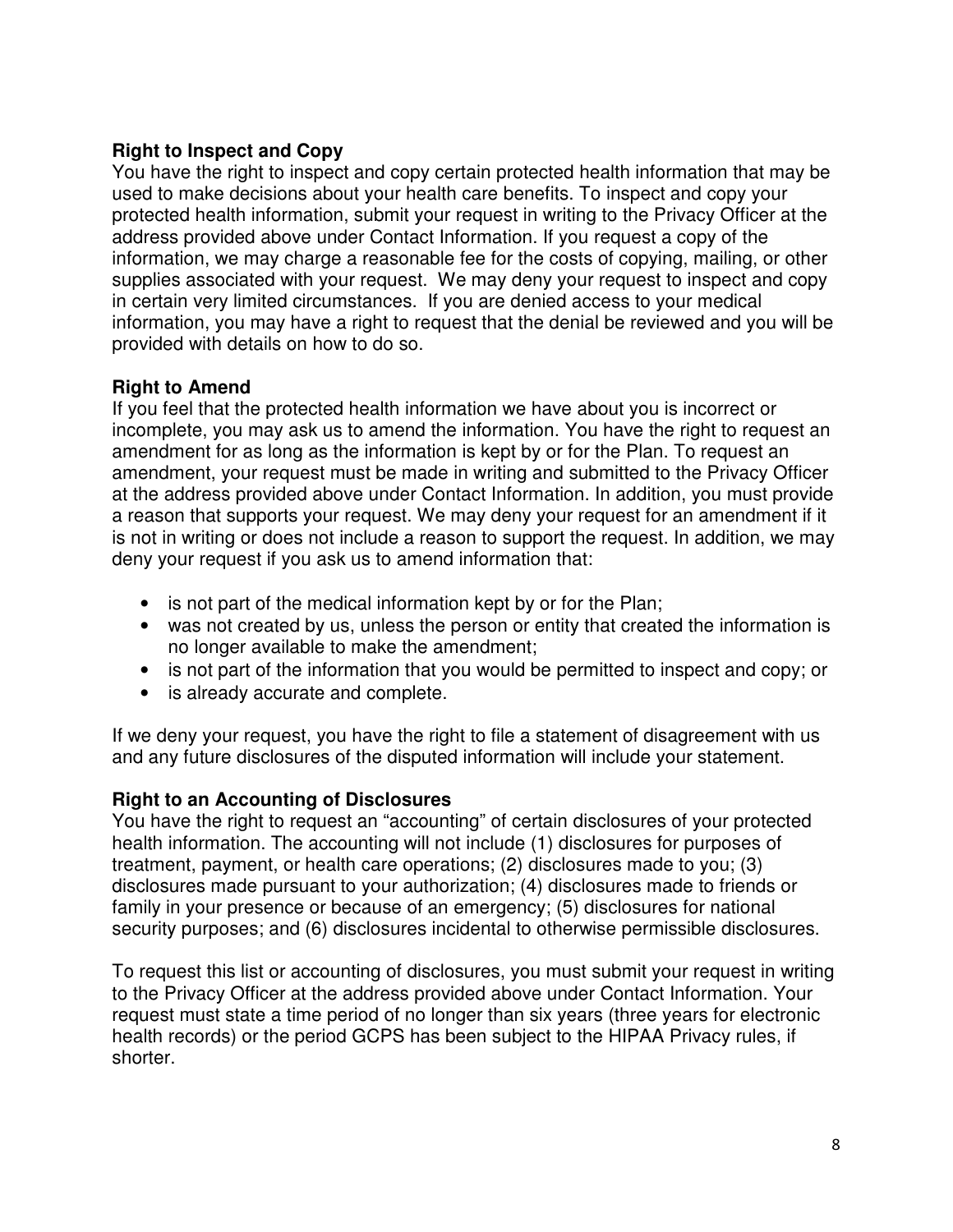**Right to Inspect and Copy**

You have the right to inspect and copy certain protected health information that may be used to make decisions about your health care benefits. To inspect and copy your protected health information, submit your request in writing to the Privacy Officer at the address provided above under Contact Information. If you request a copy of the information, we may charge a reasonable fee for the costs of copying, mailing, or other supplies associated with your request. We may deny your request to inspect and copy in certain very limited circumstances. If you are denied access to your medical information, you may have a right to request that the denial be reviewed and you will be provided with details on how to do so.

**Right to Amend**

If you feel that the protected health information we have about you is incorrect or incomplete, you may ask us to amend the information. You have the right to request an amendment for as long as the information is kept by or for the Plan. To request an amendment, your request must be made in writing and submitted to the Privacy Officer at the address provided above under Contact Information. In addition, you must provide a reason that supports your request. We may deny your request for an amendment if it is not in writing or does not include a reason to support the request. In addition, we may deny your request if you ask us to amend information that:

- is not part of the medical information kept by or for the Plan;
- was not created by us, unless the person or entity that created the information is no longer available to make the amendment;
- is not part of the information that you would be permitted to inspect and copy; or
- is already accurate and complete.

If we deny your request, you have the right to file a statement of disagreement with us and any future disclosures of the disputed information will include your statement.

**Right to an Accounting of Disclosures**

You have the right to request an "accounting" of certain disclosures of your protected health information. The accounting will not include (1) disclosures for purposes of treatment, payment, or health care operations; (2) disclosures made to you; (3) disclosures made pursuant to your authorization; (4) disclosures made to friends or family in your presence or because of an emergency; (5) disclosures for national security purposes; and (6) disclosures incidental to otherwise permissible disclosures.

To request this list or accounting of disclosures, you must submit your request in writing to the Privacy Officer at the address provided above under Contact Information. Your request must state a time period of no longer than six years (three years for electronic health records) or the period GCPS has been subject to the HIPAA Privacy rules, if shorter.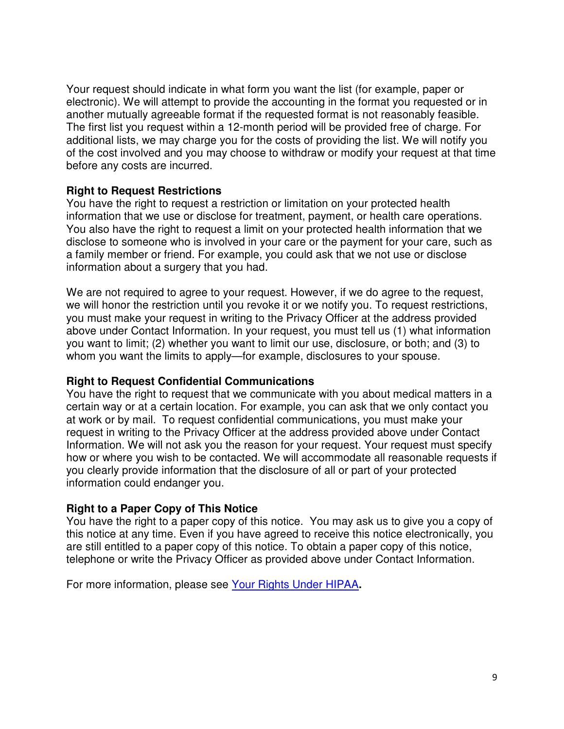Your request should indicate in what form you want the list (for example, paper or electronic). We will attempt to provide the accounting in the format you requested or in another mutually agreeable format if the requested format is not reasonably feasible. The first list you request within a 12-month period will be provided free of charge. For additional lists, we may charge you for the costs of providing the list. We will notify you of the cost involved and you may choose to withdraw or modify your request at that time before any costs are incurred.

**Right to Request Restrictions**

You have the right to request a restriction or limitation on your protected health information that we use or disclose for treatment, payment, or health care operations. You also have the right to request a limit on your protected health information that we disclose to someone who is involved in your care or the payment for your care, such as a family member or friend. For example, you could ask that we not use or disclose information about a surgery that you had.

We are not required to agree to your request. However, if we do agree to the request, we will honor the restriction until you revoke it or we notify you. To request restrictions, you must make your request in writing to the Privacy Officer at the address provided above under Contact Information. In your request, you must tell us (1) what information you want to limit; (2) whether you want to limit our use, disclosure, or both; and (3) to whom you want the limits to apply—for example, disclosures to your spouse.

**Right to Request Confidential Communications**

You have the right to request that we communicate with you about medical matters in a certain way or at a certain location. For example, you can ask that we only contact you at work or by mail. To request confidential communications, you must make your request in writing to the Privacy Officer at the address provided above under Contact Information. We will not ask you the reason for your request. Your request must specify how or where you wish to be contacted. We will accommodate all reasonable requests if you clearly provide information that the disclosure of all or part of your protected information could endanger you.

**Right to a Paper Copy of This Notice**

You have the right to a paper copy of this notice. You may ask us to give you a copy of this notice at any time. Even if you have agreed to receive this notice electronically, you are still entitled to a paper copy of this notice. To obtain a paper copy of this notice, telephone or write the Privacy Officer as provided above under Contact Information.

For more information, please see Your Rights Under HIPAA**.**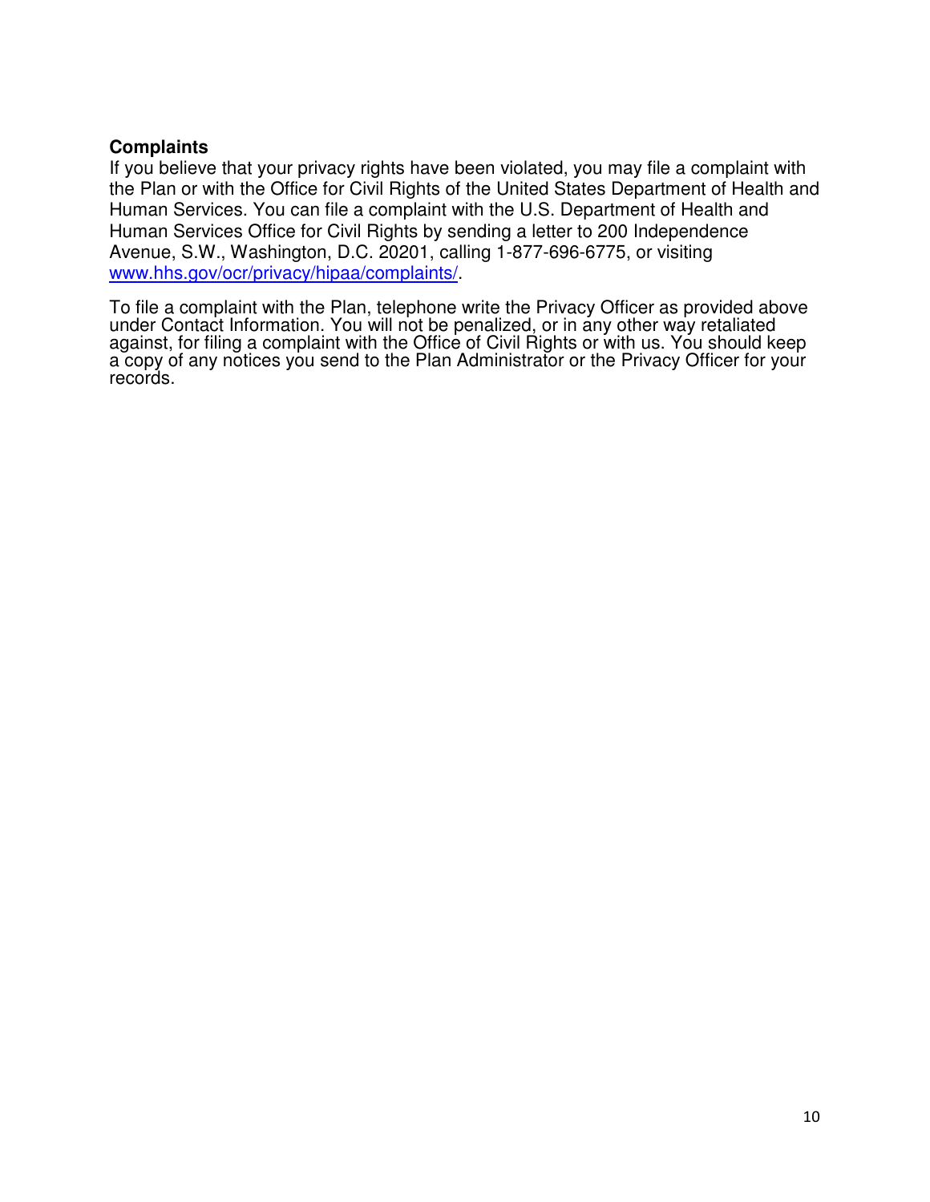**Complaints**

If you believe that your privacy rights have been violated, you may file a complaint with the Plan or with the Office for Civil Rights of the United States Department of Health and Human Services. You can file a complaint with the U.S. Department of Health and Human Services Office for Civil Rights by sending a letter to 200 Independence Avenue, S.W., Washington, D.C. 20201, calling 1-877-696-6775, or visiting www.hhs.gov/ocr/privacy/hipaa/complaints/.

To file a complaint with the Plan, telephone write the Privacy Officer as provided above under Contact Information. You will not be penalized, or in any other way retaliated against, for filing a complaint with the Office of Civil Rights or with us. You should keep a copy of any notices you send to the Plan Administrator or the Privacy Officer for your records.